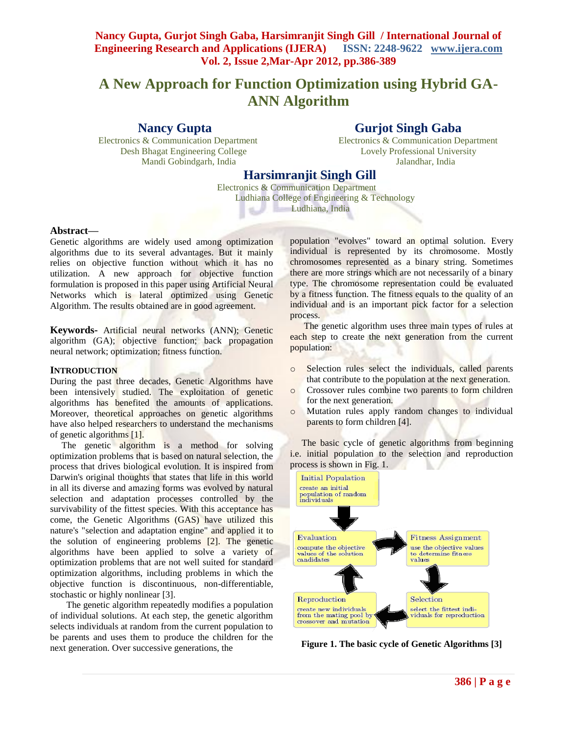# A New Approach for Function Optimization using Hybrid GA-ANN Algorithm

**Nancy Gupta**
Electronics & Communication Department
Desh Bhagat Engineering College
Mandi Gobindgarh, India

**Gurjot Singh Gaba**
Electronics & Communication Department
Lovely Professional University
Jalandhar, India

**Harsimranjit Singh Gill**
Electronics & Communication Department
Ludhiana College of Engineering & Technology
Ludhiana, India

**Abstract—**
Genetic algorithms are widely used among optimization algorithms due to its several advantages. But it mainly relies on objective function without which it has no utilization. A new approach for objective function formulation is proposed in this paper using Artificial Neural Networks which is lateral optimized using Genetic Algorithm. The results obtained are in good agreement.

**Keywords-** Artificial neural networks (ANN); Genetic algorithm (GA); objective function; back propagation neural network; optimization; fitness function.

## INTRODUCTION

During the past three decades, Genetic Algorithms have been intensively studied. The exploitation of genetic algorithms has benefited the amounts of applications. Moreover, theoretical approaches on genetic algorithms have also helped researchers to understand the mechanisms of genetic algorithms [1].

The genetic algorithm is a method for solving optimization problems that is based on natural selection, the process that drives biological evolution. It is inspired from Darwin's original thoughts that states that life in this world in all its diverse and amazing forms was evolved by natural selection and adaptation processes controlled by the survivability of the fittest species. With this acceptance has come, the Genetic Algorithms (GAS) have utilized this nature's "selection and adaptation engine" and applied it to the solution of engineering problems [2]. The genetic algorithms have been applied to solve a variety of optimization problems that are not well suited for standard optimization algorithms, including problems in which the objective function is discontinuous, non-differentiable, stochastic or highly nonlinear [3].

The genetic algorithm repeatedly modifies a population of individual solutions. At each step, the genetic algorithm selects individuals at random from the current population to be parents and uses them to produce the children for the next generation. Over successive generations, the population "evolves" toward an optimal solution. Every individual is represented by its chromosome. Mostly chromosomes represented as a binary string. Sometimes there are more strings which are not necessarily of a binary type. The chromosome representation could be evaluated by a fitness function. The fitness equals to the quality of an individual and is an important pick factor for a selection process.

The genetic algorithm uses three main types of rules at each step to create the next generation from the current population:

- Selection rules select the individuals, called parents that contribute to the population at the next generation.
- Crossover rules combine two parents to form children for the next generation.
- Mutation rules apply random changes to individual parents to form children [4].

The basic cycle of genetic algorithms from beginning i.e. initial population to the selection and reproduction process is shown in Fig. 1.

Initial Population — create an initial population of random individuals

Evaluation — compute the objective values of the solution candidates

Fitness Assignment — use the objective values to determine fitness values

Selection — select the fittest individuals for reproduction

Reproduction — create new individuals from the mating pool by crossover and mutation

**Figure 1. The basic cycle of Genetic Algorithms [3]**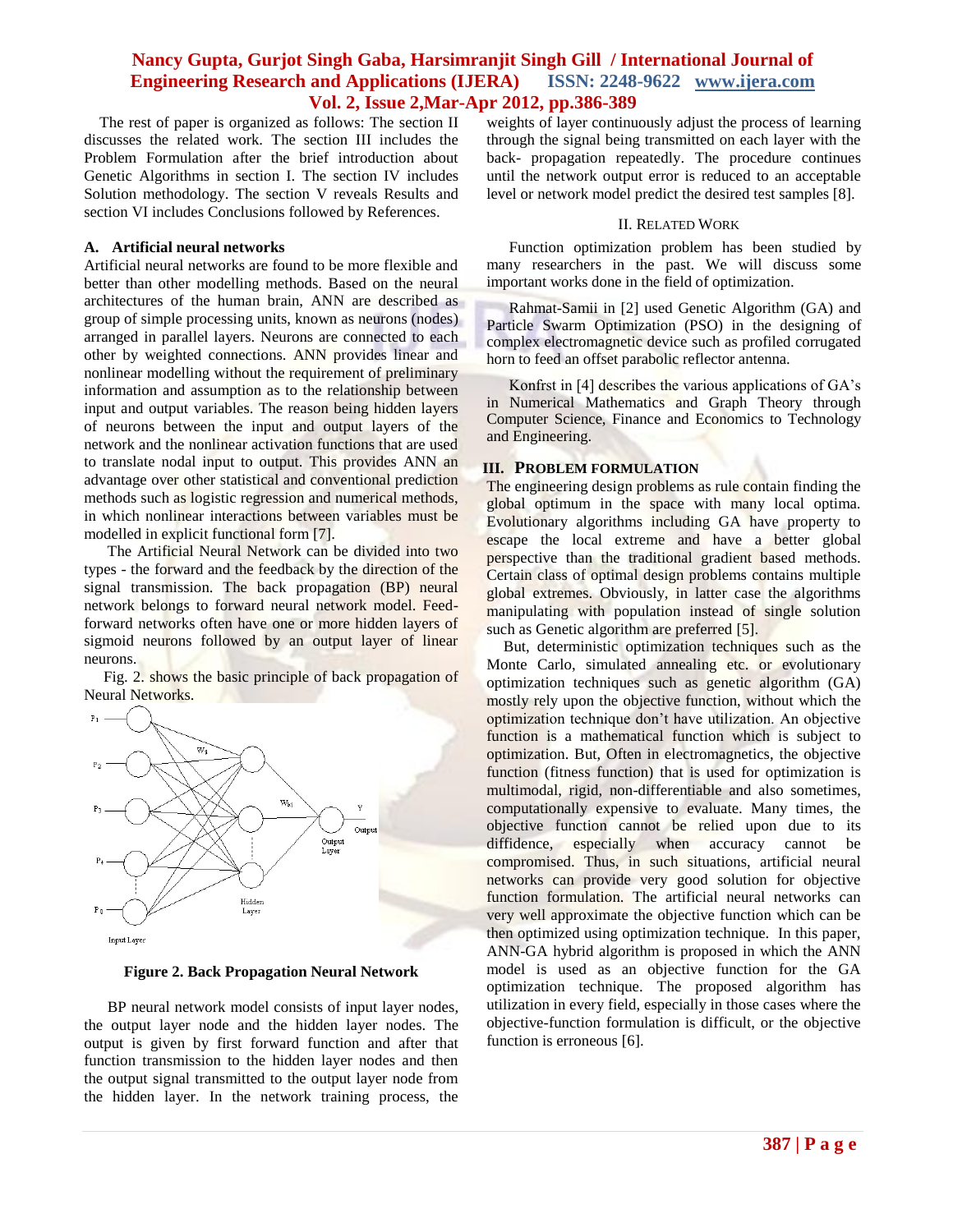The rest of paper is organized as follows: The section II discusses the related work. The section III includes the Problem Formulation after the brief introduction about Genetic Algorithms in section I. The section IV includes Solution methodology. The section V reveals Results and section VI includes Conclusions followed by References.

### A. Artificial neural networks

Artificial neural networks are found to be more flexible and better than other modelling methods. Based on the neural architectures of the human brain, ANN are described as group of simple processing units, known as neurons (nodes) arranged in parallel layers. Neurons are connected to each other by weighted connections. ANN provides linear and nonlinear modelling without the requirement of preliminary information and assumption as to the relationship between input and output variables. The reason being hidden layers of neurons between the input and output layers of the network and the nonlinear activation functions that are used to translate nodal input to output. This provides ANN an advantage over other statistical and conventional prediction methods such as logistic regression and numerical methods, in which nonlinear interactions between variables must be modelled in explicit functional form [7].

The Artificial Neural Network can be divided into two types - the forward and the feedback by the direction of the signal transmission. The back propagation (BP) neural network belongs to forward neural network model. Feed-forward networks often have one or more hidden layers of sigmoid neurons followed by an output layer of linear neurons.

Fig. 2. shows the basic principle of back propagation of Neural Networks.

**Figure 2. Back Propagation Neural Network**

BP neural network model consists of input layer nodes, the output layer node and the hidden layer nodes. The output is given by first forward function and after that function transmission to the hidden layer nodes and then the output signal transmitted to the output layer node from the hidden layer. In the network training process, the weights of layer continuously adjust the process of learning through the signal being transmitted on each layer with the back- propagation repeatedly. The procedure continues until the network output error is reduced to an acceptable level or network model predict the desired test samples [8].

## II. Related Work

Function optimization problem has been studied by many researchers in the past. We will discuss some important works done in the field of optimization.

Rahmat-Samii in [2] used Genetic Algorithm (GA) and Particle Swarm Optimization (PSO) in the designing of complex electromagnetic device such as profiled corrugated horn to feed an offset parabolic reflector antenna.

Konfrst in [4] describes the various applications of GA's in Numerical Mathematics and Graph Theory through Computer Science, Finance and Economics to Technology and Engineering.

## III. Problem Formulation

The engineering design problems as rule contain finding the global optimum in the space with many local optima. Evolutionary algorithms including GA have property to escape the local extreme and have a better global perspective than the traditional gradient based methods. Certain class of optimal design problems contains multiple global extremes. Obviously, in latter case the algorithms manipulating with population instead of single solution such as Genetic algorithm are preferred [5].

But, deterministic optimization techniques such as the Monte Carlo, simulated annealing etc. or evolutionary optimization techniques such as genetic algorithm (GA) mostly rely upon the objective function, without which the optimization technique don't have utilization. An objective function is a mathematical function which is subject to optimization. But, Often in electromagnetics, the objective function (fitness function) that is used for optimization is multimodal, rigid, non-differentiable and also sometimes, computationally expensive to evaluate. Many times, the objective function cannot be relied upon due to its diffidence, especially when accuracy cannot be compromised. Thus, in such situations, artificial neural networks can provide very good solution for objective function formulation. The artificial neural networks can very well approximate the objective function which can be then optimized using optimization technique. In this paper, ANN-GA hybrid algorithm is proposed in which the ANN model is used as an objective function for the GA optimization technique. The proposed algorithm has utilization in every field, especially in those cases where the objective-function formulation is difficult, or the objective function is erroneous [6].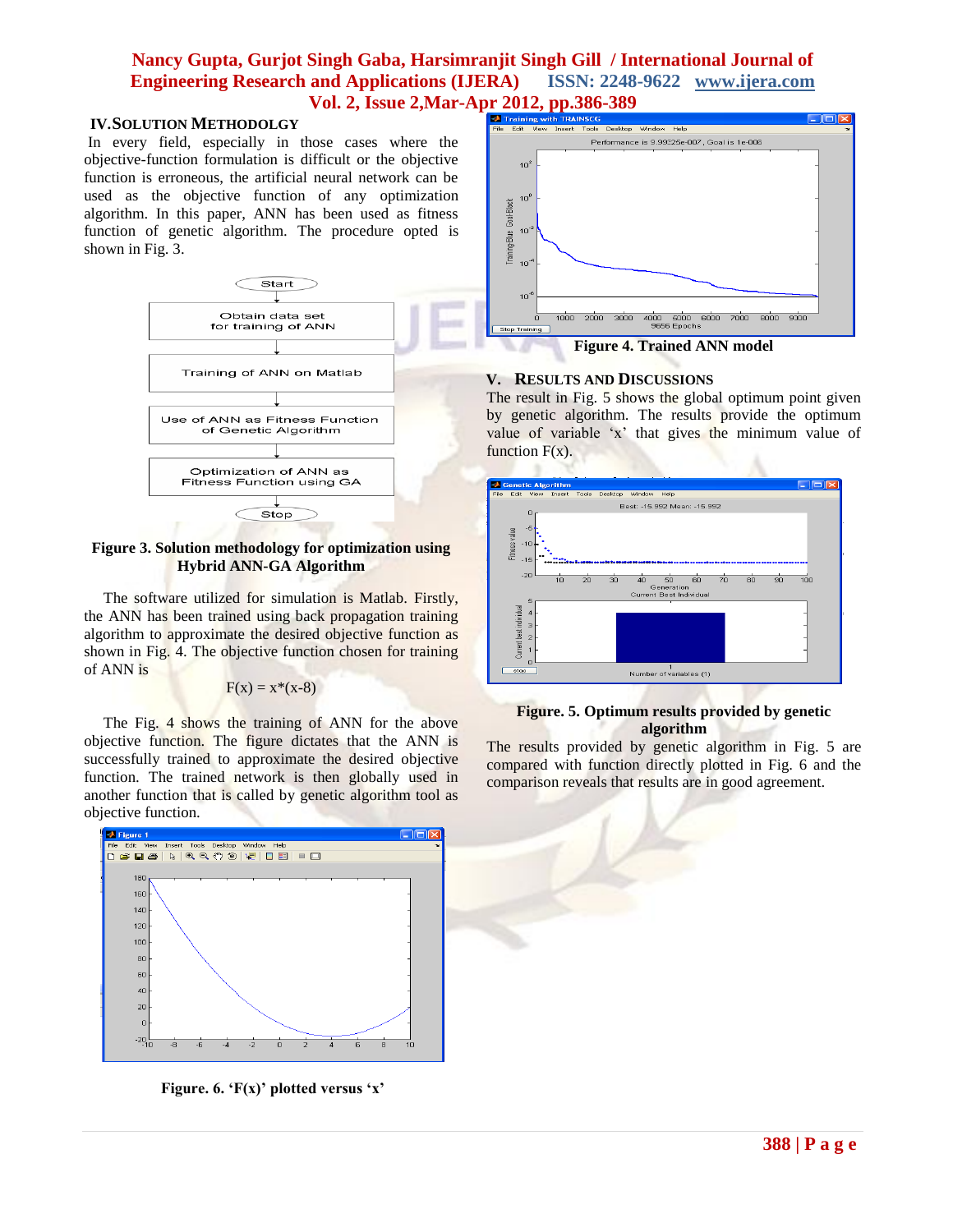## IV. SOLUTION METHODOLOGY

In every field, especially in those cases where the objective-function formulation is difficult or the objective function is erroneous, the artificial neural network can be used as the objective function of any optimization algorithm. In this paper, ANN has been used as fitness function of genetic algorithm. The procedure opted is shown in Fig. 3.

**Figure 3. Solution methodology for optimization using Hybrid ANN-GA Algorithm**

The software utilized for simulation is Matlab. Firstly, the ANN has been trained using back propagation training algorithm to approximate the desired objective function as shown in Fig. 4. The objective function chosen for training of ANN is

$$F(x) = x*(x-8)$$

The Fig. 4 shows the training of ANN for the above objective function. The figure dictates that the ANN is successfully trained to approximate the desired objective function. The trained network is then globally used in another function that is called by genetic algorithm tool as objective function.

**Figure. 6. 'F(x)' plotted versus 'x'**

**Figure 4. Trained ANN model**

## V. RESULTS AND DISCUSSIONS

The result in Fig. 5 shows the global optimum point given by genetic algorithm. The results provide the optimum value of variable 'x' that gives the minimum value of function F(x).

**Figure. 5. Optimum results provided by genetic algorithm**

The results provided by genetic algorithm in Fig. 5 are compared with function directly plotted in Fig. 6 and the comparison reveals that results are in good agreement.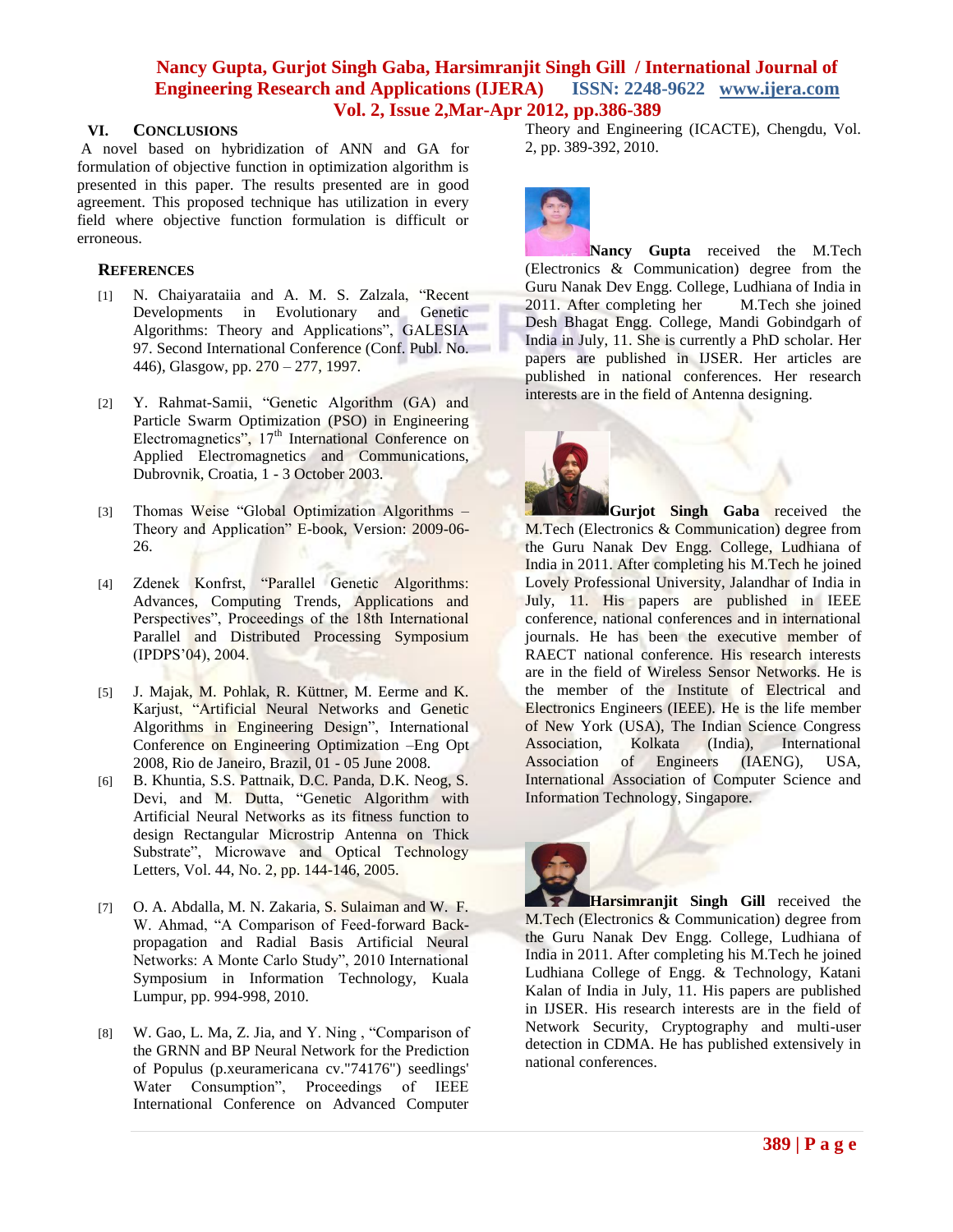## VI. CONCLUSIONS

A novel based on hybridization of ANN and GA for formulation of objective function in optimization algorithm is presented in this paper. The results presented are in good agreement. This proposed technique has utilization in every field where objective function formulation is difficult or erroneous.

## REFERENCES

[1] N. Chaiyaratataiia and A. M. S. Zalzala, "Recent Developments in Evolutionary and Genetic Algorithms: Theory and Applications", GALESIA 97. Second International Conference (Conf. Publ. No. 446), Glasgow, pp. 270 – 277, 1997.

[2] Y. Rahmat-Samii, "Genetic Algorithm (GA) and Particle Swarm Optimization (PSO) in Engineering Electromagnetics", 17th International Conference on Applied Electromagnetics and Communications, Dubrovnik, Croatia, 1 - 3 October 2003.

[3] Thomas Weise "Global Optimization Algorithms – Theory and Application" E-book, Version: 2009-06-26.

[4] Zdenek Konfrst, "Parallel Genetic Algorithms: Advances, Computing Trends, Applications and Perspectives", Proceedings of the 18th International Parallel and Distributed Processing Symposium (IPDPS'04), 2004.

[5] J. Majak, M. Pohlak, R. Küttner, M. Eerme and K. Karjust, "Artificial Neural Networks and Genetic Algorithms in Engineering Design", International Conference on Engineering Optimization –Eng Opt 2008, Rio de Janeiro, Brazil, 01 - 05 June 2008.

[6] B. Khuntia, S.S. Pattnaik, D.C. Panda, D.K. Neog, S. Devi, and M. Dutta, "Genetic Algorithm with Artificial Neural Networks as its fitness function to design Rectangular Microstrip Antenna on Thick Substrate", Microwave and Optical Technology Letters, Vol. 44, No. 2, pp. 144-146, 2005.

[7] O. A. Abdalla, M. N. Zakaria, S. Sulaiman and W. F. W. Ahmad, "A Comparison of Feed-forward Back-propagation and Radial Basis Artificial Neural Networks: A Monte Carlo Study", 2010 International Symposium in Information Technology, Kuala Lumpur, pp. 994-998, 2010.

[8] W. Gao, L. Ma, Z. Jia, and Y. Ning , "Comparison of the GRNN and BP Neural Network for the Prediction of Populus (p.xeuramericana cv."74176") seedlings' Water Consumption", Proceedings of IEEE International Conference on Advanced Computer Theory and Engineering (ICACTE), Chengdu, Vol. 2, pp. 389-392, 2010.

**Nancy Gupta** received the M.Tech (Electronics & Communication) degree from the Guru Nanak Dev Engg. College, Ludhiana of India in 2011. After completing her M.Tech she joined Desh Bhagat Engg. College, Mandi Gobindgarh of India in July, 11. She is currently a PhD scholar. Her papers are published in IJSER. Her articles are published in national conferences. Her research interests are in the field of Antenna designing.

**Gurjot Singh Gaba** received the M.Tech (Electronics & Communication) degree from the Guru Nanak Dev Engg. College, Ludhiana of India in 2011. After completing his M.Tech he joined Lovely Professional University, Jalandhar of India in July, 11. His papers are published in IEEE conference, national conferences and in international journals. He has been the executive member of RAECT national conference. His research interests are in the field of Wireless Sensor Networks. He is the member of the Institute of Electrical and Electronics Engineers (IEEE). He is the life member of New York (USA), The Indian Science Congress Association, Kolkata (India), International Association of Engineers (IAENG), USA, International Association of Computer Science and Information Technology, Singapore.

**Harsimranjit Singh Gill** received the M.Tech (Electronics & Communication) degree from the Guru Nanak Dev Engg. College, Ludhiana of India in 2011. After completing his M.Tech he joined Ludhiana College of Engg. & Technology, Katani Kalan of India in July, 11. His papers are published in IJSER. His research interests are in the field of Network Security, Cryptography and multi-user detection in CDMA. He has published extensively in national conferences.